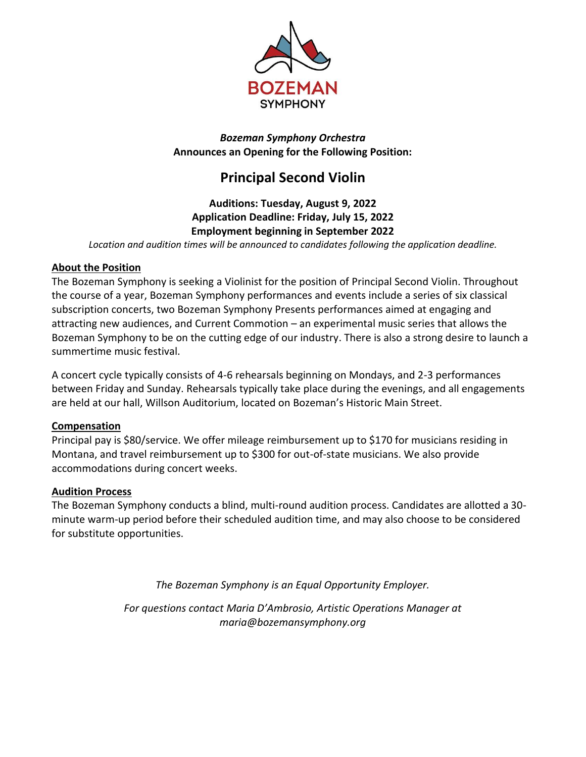BOZEMAN
SYMPHONY

***Bozeman Symphony Orchestra***
**Announces an Opening for the Following Position:**

# Principal Second Violin

**Auditions: Tuesday, August 9, 2022**
**Application Deadline: Friday, July 15, 2022**
**Employment beginning in September 2022**

*Location and audition times will be announced to candidates following the application deadline.*

## About the Position

The Bozeman Symphony is seeking a Violinist for the position of Principal Second Violin. Throughout the course of a year, Bozeman Symphony performances and events include a series of six classical subscription concerts, two Bozeman Symphony Presents performances aimed at engaging and attracting new audiences, and Current Commotion – an experimental music series that allows the Bozeman Symphony to be on the cutting edge of our industry. There is also a strong desire to launch a summertime music festival.

A concert cycle typically consists of 4-6 rehearsals beginning on Mondays, and 2-3 performances between Friday and Sunday. Rehearsals typically take place during the evenings, and all engagements are held at our hall, Willson Auditorium, located on Bozeman's Historic Main Street.

## Compensation

Principal pay is $80/service. We offer mileage reimbursement up to $170 for musicians residing in Montana, and travel reimbursement up to $300 for out-of-state musicians. We also provide accommodations during concert weeks.

## Audition Process

The Bozeman Symphony conducts a blind, multi-round audition process. Candidates are allotted a 30-minute warm-up period before their scheduled audition time, and may also choose to be considered for substitute opportunities.

*The Bozeman Symphony is an Equal Opportunity Employer.*

*For questions contact Maria D'Ambrosio, Artistic Operations Manager at maria@bozemansymphony.org*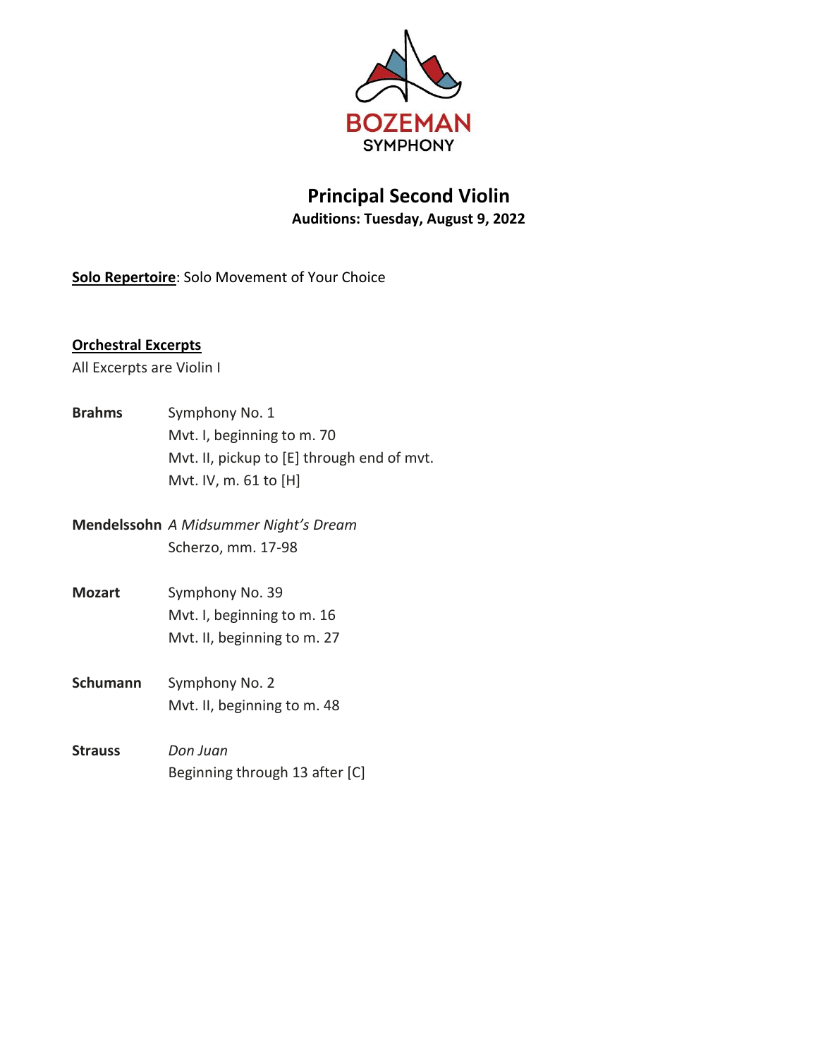BOZEMAN
SYMPHONY

# Principal Second Violin

**Auditions: Tuesday, August 9, 2022**

**Solo Repertoire**: Solo Movement of Your Choice

**Orchestral Excerpts**

All Excerpts are Violin I

**Brahms** Symphony No. 1
Mvt. I, beginning to m. 70
Mvt. II, pickup to [E] through end of mvt.
Mvt. IV, m. 61 to [H]

**Mendelssohn** *A Midsummer Night's Dream*
Scherzo, mm. 17-98

**Mozart** Symphony No. 39
Mvt. I, beginning to m. 16
Mvt. II, beginning to m. 27

**Schumann** Symphony No. 2
Mvt. II, beginning to m. 48

**Strauss** *Don Juan*
Beginning through 13 after [C]